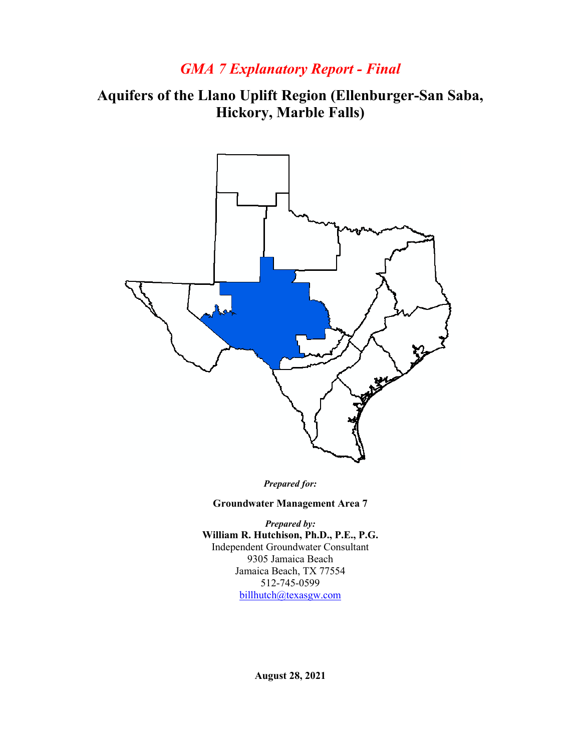# *GMA 7 Explanatory Report - Final*

## Aquifers of the Llano Uplift Region (Ellenburger-San Saba, Hickory, Marble Falls)

***Prepared for:***

**Groundwater Management Area 7**

***Prepared by:***
**William R. Hutchison, Ph.D., P.E., P.G.**
Independent Groundwater Consultant
9305 Jamaica Beach
Jamaica Beach, TX 77554
512-745-0599
billhutch@texasgw.com

**August 28, 2021**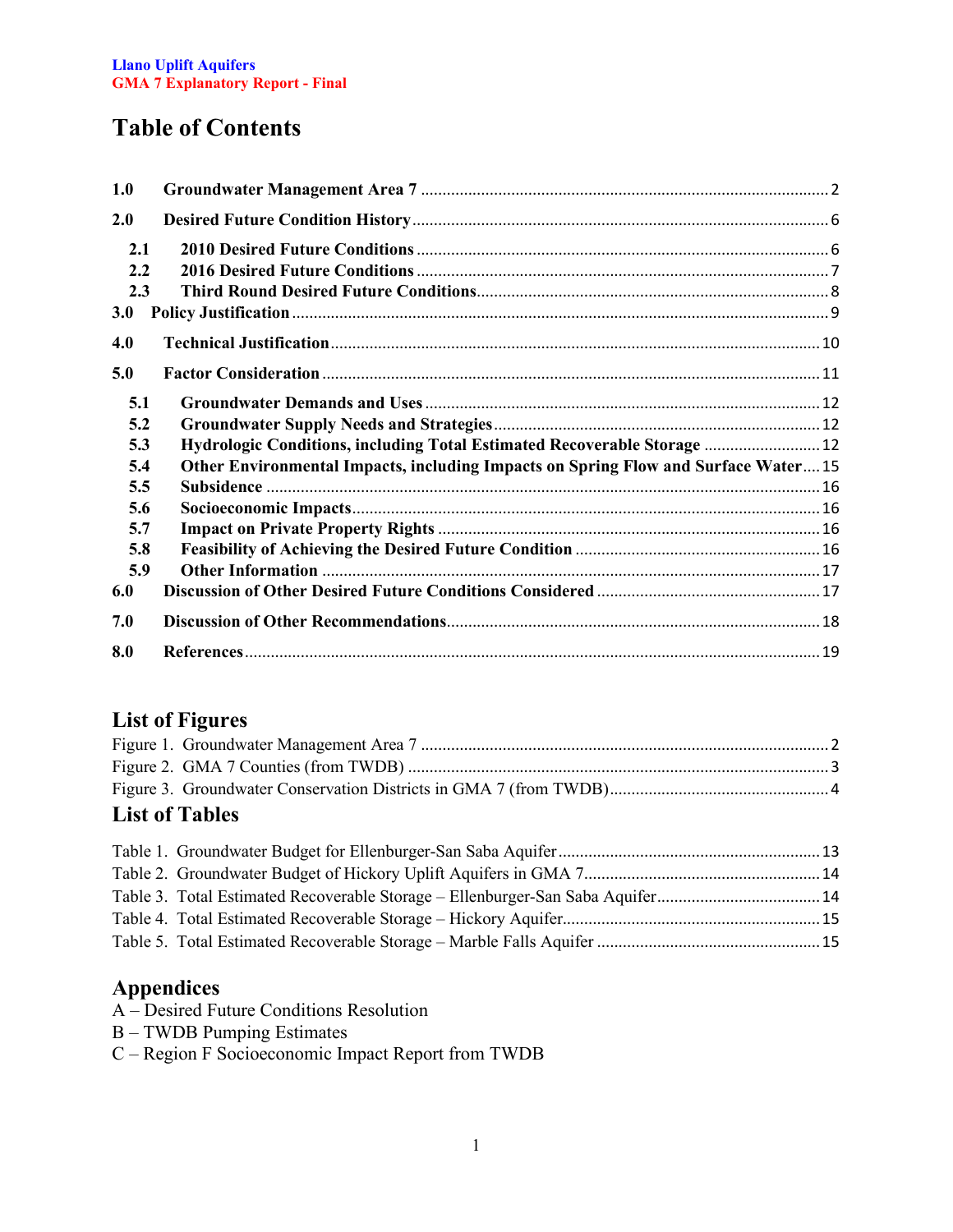# Table of Contents

| | | |
|---|---|---|
| **1.0** | **Groundwater Management Area 7** | 2 |
| **2.0** | **Desired Future Condition History** | 6 |
| **2.1** | **2010 Desired Future Conditions** | 6 |
| **2.2** | **2016 Desired Future Conditions** | 7 |
| **2.3** | **Third Round Desired Future Conditions** | 8 |
| **3.0** | **Policy Justification** | 9 |
| **4.0** | **Technical Justification** | 10 |
| **5.0** | **Factor Consideration** | 11 |
| **5.1** | **Groundwater Demands and Uses** | 12 |
| **5.2** | **Groundwater Supply Needs and Strategies** | 12 |
| **5.3** | **Hydrologic Conditions, including Total Estimated Recoverable Storage** | 12 |
| **5.4** | **Other Environmental Impacts, including Impacts on Spring Flow and Surface Water** | 15 |
| **5.5** | **Subsidence** | 16 |
| **5.6** | **Socioeconomic Impacts** | 16 |
| **5.7** | **Impact on Private Property Rights** | 16 |
| **5.8** | **Feasibility of Achieving the Desired Future Condition** | 16 |
| **5.9** | **Other Information** | 17 |
| **6.0** | **Discussion of Other Desired Future Conditions Considered** | 17 |
| **7.0** | **Discussion of Other Recommendations** | 18 |
| **8.0** | **References** | 19 |

## List of Figures

| | |
|---|---|
| Figure 1. Groundwater Management Area 7 | 2 |
| Figure 2. GMA 7 Counties (from TWDB) | 3 |
| Figure 3. Groundwater Conservation Districts in GMA 7 (from TWDB) | 4 |

## List of Tables

| | |
|---|---|
| Table 1. Groundwater Budget for Ellenburger-San Saba Aquifer | 13 |
| Table 2. Groundwater Budget of Hickory Uplift Aquifers in GMA 7 | 14 |
| Table 3. Total Estimated Recoverable Storage – Ellenburger-San Saba Aquifer | 14 |
| Table 4. Total Estimated Recoverable Storage – Hickory Aquifer | 15 |
| Table 5. Total Estimated Recoverable Storage – Marble Falls Aquifer | 15 |

## Appendices

A – Desired Future Conditions Resolution

B – TWDB Pumping Estimates

C – Region F Socioeconomic Impact Report from TWDB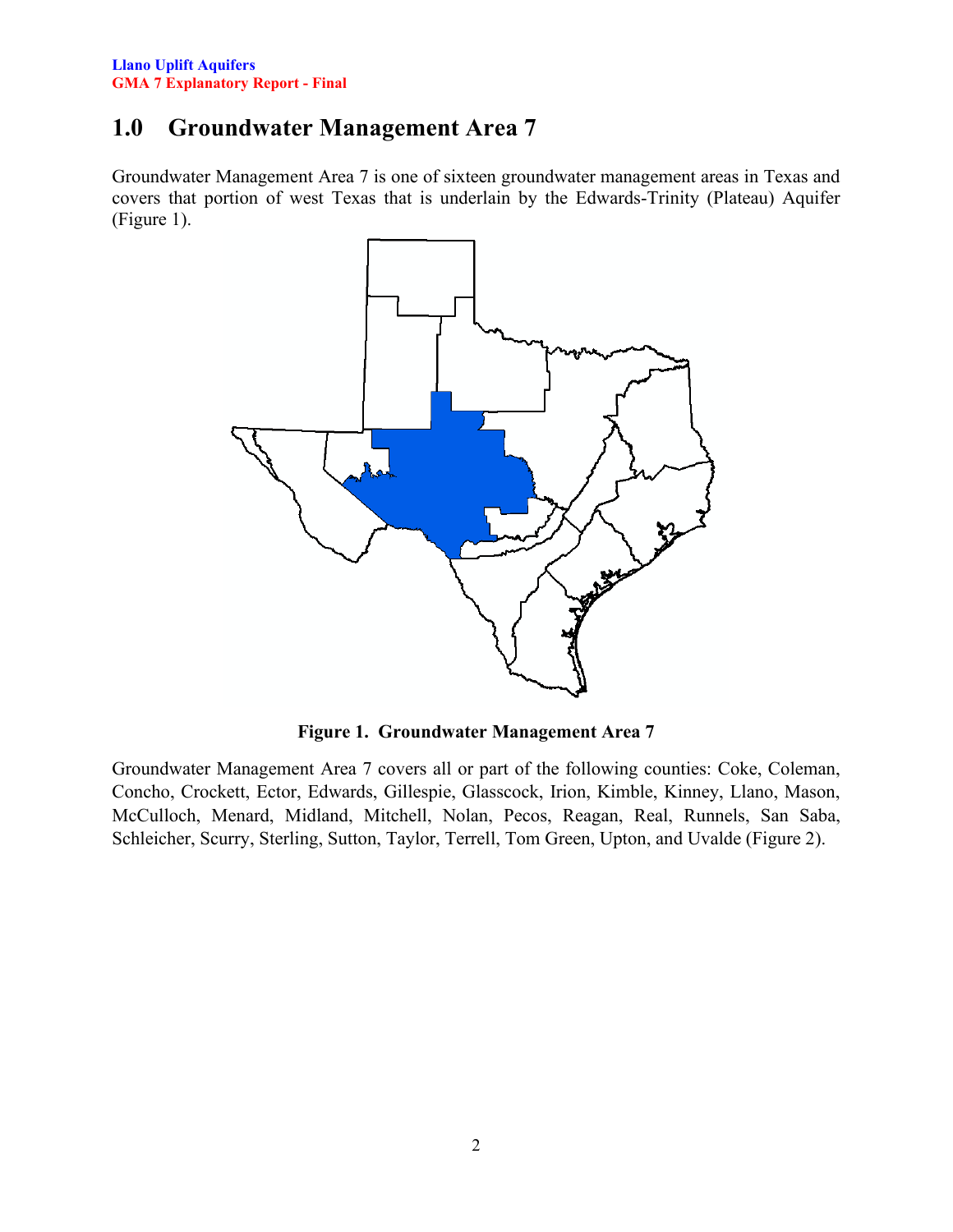# 1.0 Groundwater Management Area 7

Groundwater Management Area 7 is one of sixteen groundwater management areas in Texas and covers that portion of west Texas that is underlain by the Edwards-Trinity (Plateau) Aquifer (Figure 1).

**Figure 1. Groundwater Management Area 7**

Groundwater Management Area 7 covers all or part of the following counties: Coke, Coleman, Concho, Crockett, Ector, Edwards, Gillespie, Glasscock, Irion, Kimble, Kinney, Llano, Mason, McCulloch, Menard, Midland, Mitchell, Nolan, Pecos, Reagan, Real, Runnels, San Saba, Schleicher, Scurry, Sterling, Sutton, Taylor, Terrell, Tom Green, Upton, and Uvalde (Figure 2).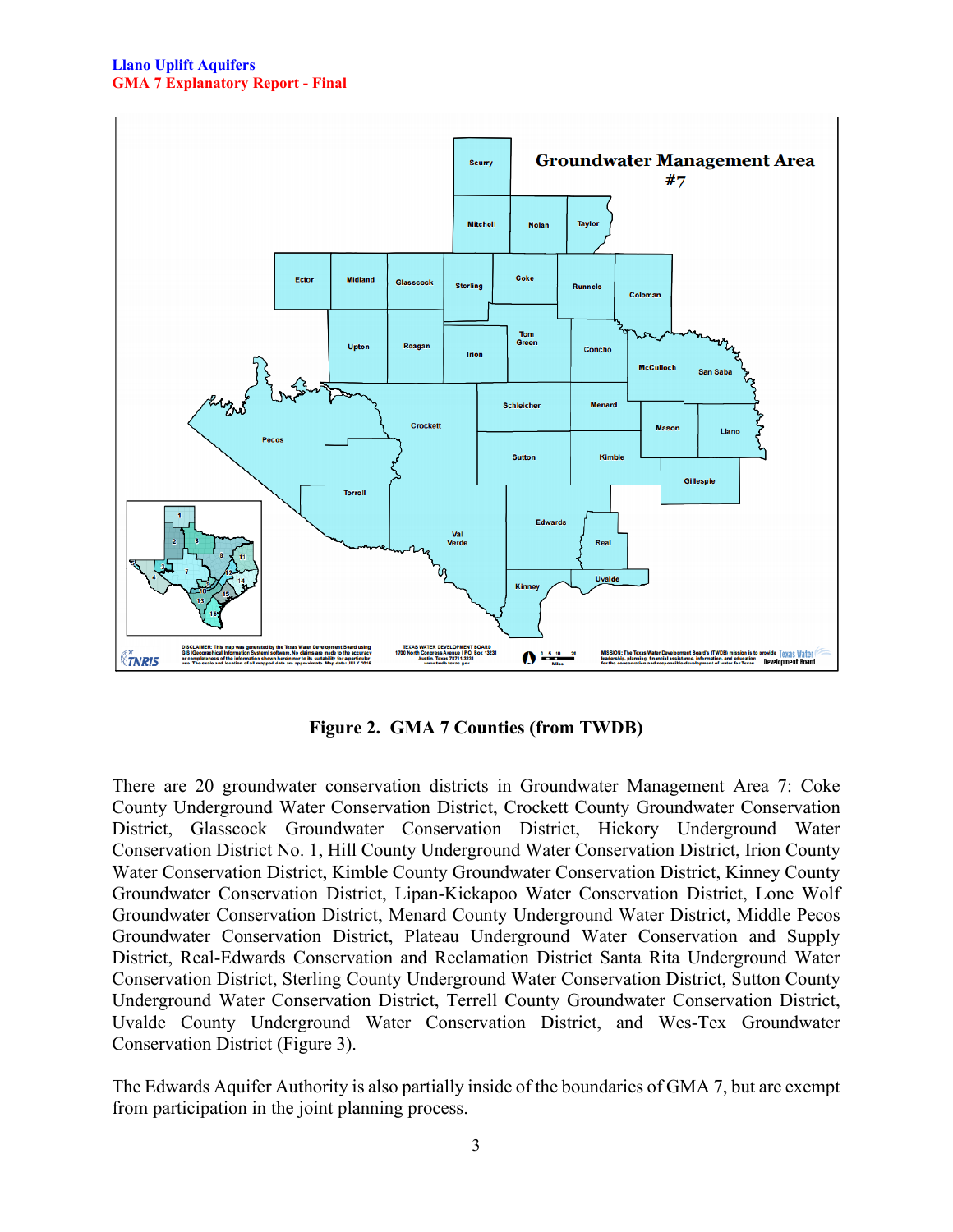Figure 2. GMA 7 Counties (from TWDB)

There are 20 groundwater conservation districts in Groundwater Management Area 7: Coke County Underground Water Conservation District, Crockett County Groundwater Conservation District, Glasscock Groundwater Conservation District, Hickory Underground Water Conservation District No. 1, Hill County Underground Water Conservation District, Irion County Water Conservation District, Kimble County Groundwater Conservation District, Kinney County Groundwater Conservation District, Lipan-Kickapoo Water Conservation District, Lone Wolf Groundwater Conservation District, Menard County Underground Water District, Middle Pecos Groundwater Conservation District, Plateau Underground Water Conservation and Supply District, Real-Edwards Conservation and Reclamation District Santa Rita Underground Water Conservation District, Sterling County Underground Water Conservation District, Sutton County Underground Water Conservation District, Terrell County Groundwater Conservation District, Uvalde County Underground Water Conservation District, and Wes-Tex Groundwater Conservation District (Figure 3).

The Edwards Aquifer Authority is also partially inside of the boundaries of GMA 7, but are exempt from participation in the joint planning process.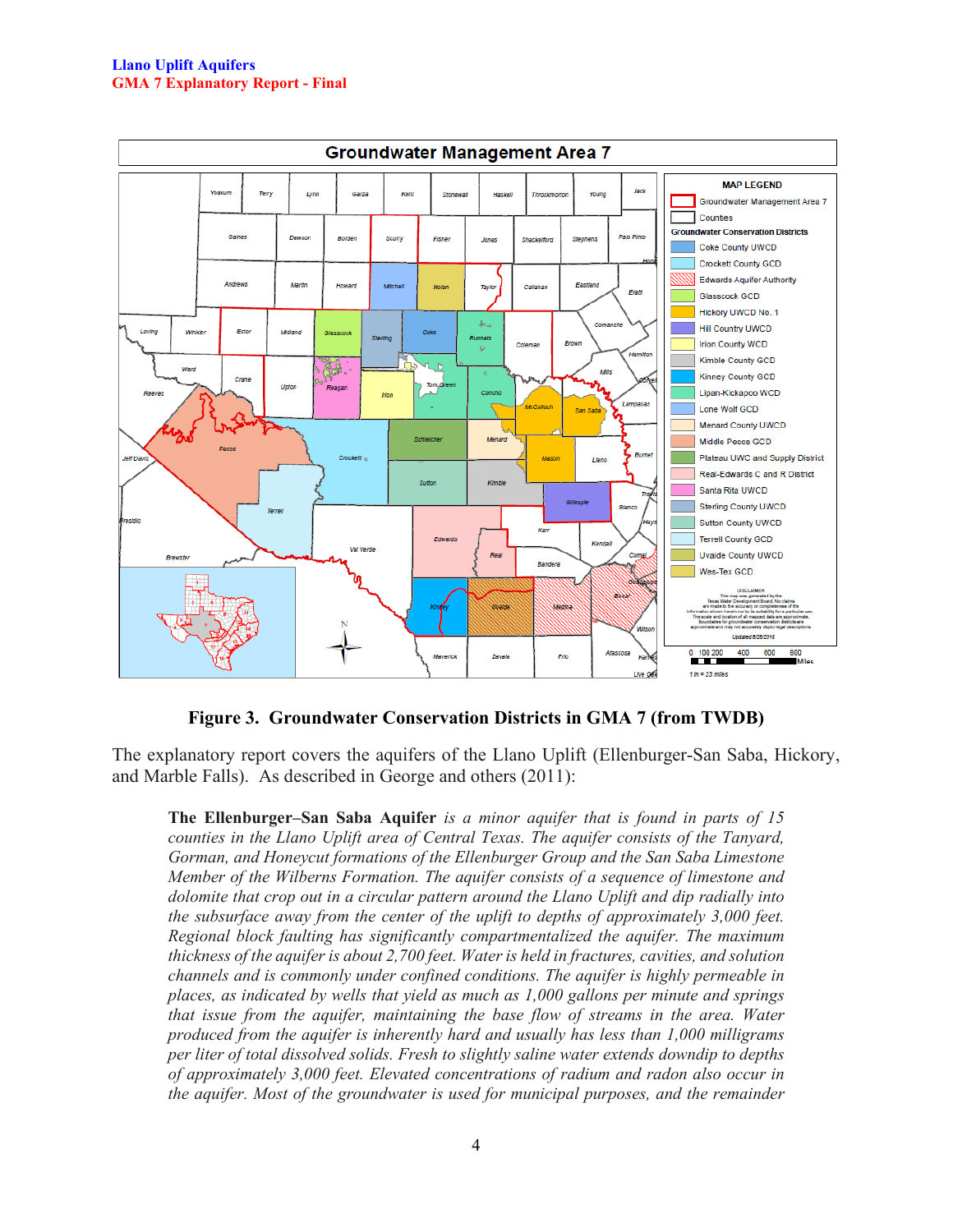**Figure 3. Groundwater Conservation Districts in GMA 7 (from TWDB)**

The explanatory report covers the aquifers of the Llano Uplift (Ellenburger-San Saba, Hickory, and Marble Falls). As described in George and others (2011):

> **The Ellenburger–San Saba Aquifer** *is a minor aquifer that is found in parts of 15 counties in the Llano Uplift area of Central Texas. The aquifer consists of the Tanyard, Gorman, and Honeycut formations of the Ellenburger Group and the San Saba Limestone Member of the Wilberns Formation. The aquifer consists of a sequence of limestone and dolomite that crop out in a circular pattern around the Llano Uplift and dip radially into the subsurface away from the center of the uplift to depths of approximately 3,000 feet. Regional block faulting has significantly compartmentalized the aquifer. The maximum thickness of the aquifer is about 2,700 feet. Water is held in fractures, cavities, and solution channels and is commonly under confined conditions. The aquifer is highly permeable in places, as indicated by wells that yield as much as 1,000 gallons per minute and springs that issue from the aquifer, maintaining the base flow of streams in the area. Water produced from the aquifer is inherently hard and usually has less than 1,000 milligrams per liter of total dissolved solids. Fresh to slightly saline water extends downdip to depths of approximately 3,000 feet. Elevated concentrations of radium and radon also occur in the aquifer. Most of the groundwater is used for municipal purposes, and the remainder*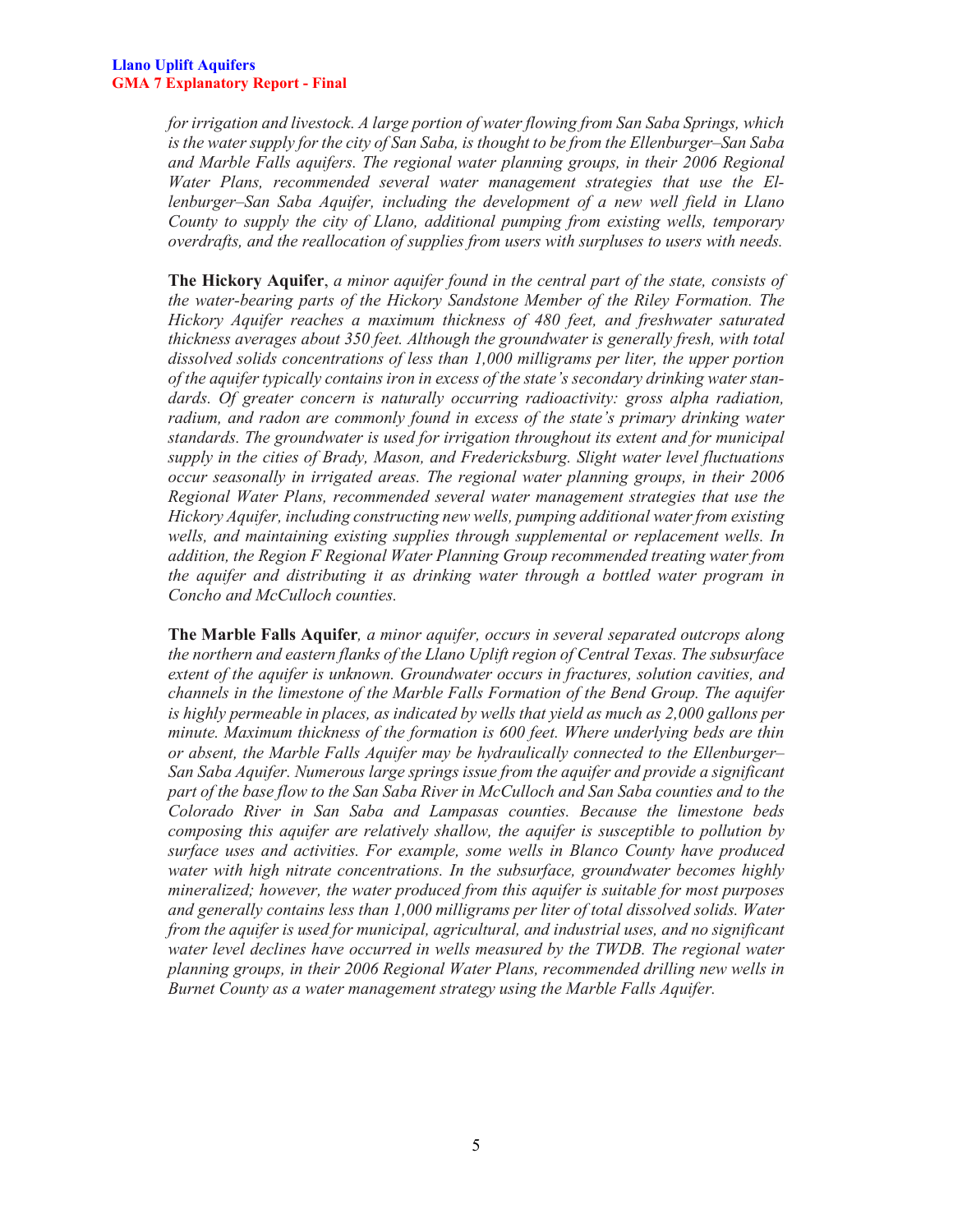*for irrigation and livestock. A large portion of water flowing from San Saba Springs, which is the water supply for the city of San Saba, is thought to be from the Ellenburger–San Saba and Marble Falls aquifers. The regional water planning groups, in their 2006 Regional Water Plans, recommended several water management strategies that use the Ellenburger–San Saba Aquifer, including the development of a new well field in Llano County to supply the city of Llano, additional pumping from existing wells, temporary overdrafts, and the reallocation of supplies from users with surpluses to users with needs.*

**The Hickory Aquifer**, *a minor aquifer found in the central part of the state, consists of the water-bearing parts of the Hickory Sandstone Member of the Riley Formation. The Hickory Aquifer reaches a maximum thickness of 480 feet, and freshwater saturated thickness averages about 350 feet. Although the groundwater is generally fresh, with total dissolved solids concentrations of less than 1,000 milligrams per liter, the upper portion of the aquifer typically contains iron in excess of the state's secondary drinking water standards. Of greater concern is naturally occurring radioactivity: gross alpha radiation, radium, and radon are commonly found in excess of the state's primary drinking water standards. The groundwater is used for irrigation throughout its extent and for municipal supply in the cities of Brady, Mason, and Fredericksburg. Slight water level fluctuations occur seasonally in irrigated areas. The regional water planning groups, in their 2006 Regional Water Plans, recommended several water management strategies that use the Hickory Aquifer, including constructing new wells, pumping additional water from existing wells, and maintaining existing supplies through supplemental or replacement wells. In addition, the Region F Regional Water Planning Group recommended treating water from the aquifer and distributing it as drinking water through a bottled water program in Concho and McCulloch counties.*

**The Marble Falls Aquifer***, a minor aquifer, occurs in several separated outcrops along the northern and eastern flanks of the Llano Uplift region of Central Texas. The subsurface extent of the aquifer is unknown. Groundwater occurs in fractures, solution cavities, and channels in the limestone of the Marble Falls Formation of the Bend Group. The aquifer is highly permeable in places, as indicated by wells that yield as much as 2,000 gallons per minute. Maximum thickness of the formation is 600 feet. Where underlying beds are thin or absent, the Marble Falls Aquifer may be hydraulically connected to the Ellenburger–San Saba Aquifer. Numerous large springs issue from the aquifer and provide a significant part of the base flow to the San Saba River in McCulloch and San Saba counties and to the Colorado River in San Saba and Lampasas counties. Because the limestone beds composing this aquifer are relatively shallow, the aquifer is susceptible to pollution by surface uses and activities. For example, some wells in Blanco County have produced water with high nitrate concentrations. In the subsurface, groundwater becomes highly mineralized; however, the water produced from this aquifer is suitable for most purposes and generally contains less than 1,000 milligrams per liter of total dissolved solids. Water from the aquifer is used for municipal, agricultural, and industrial uses, and no significant water level declines have occurred in wells measured by the TWDB. The regional water planning groups, in their 2006 Regional Water Plans, recommended drilling new wells in Burnet County as a water management strategy using the Marble Falls Aquifer.*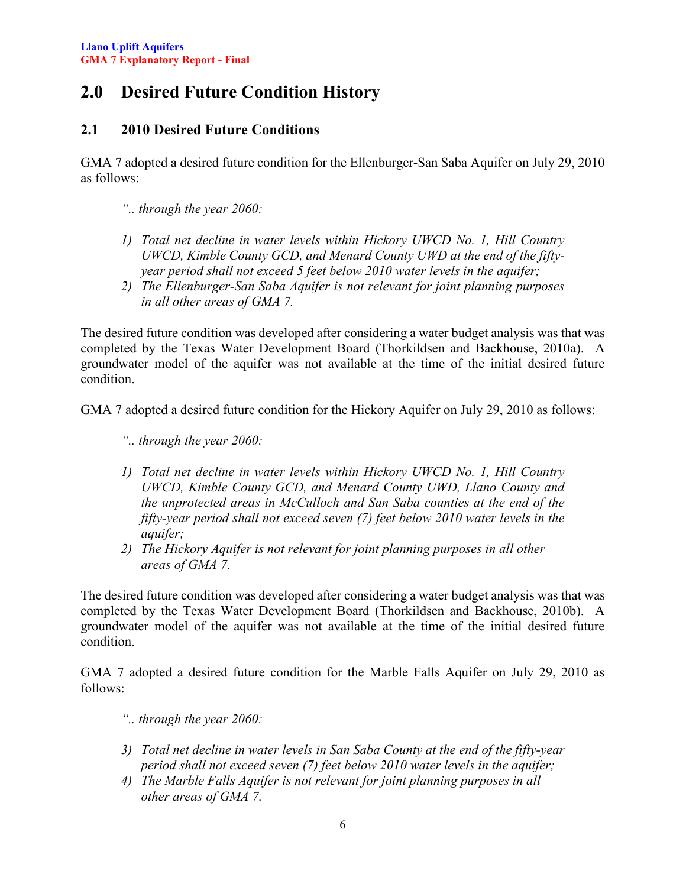# 2.0 Desired Future Condition History

## 2.1 2010 Desired Future Conditions

GMA 7 adopted a desired future condition for the Ellenburger-San Saba Aquifer on July 29, 2010 as follows:

> *".. through the year 2060:*
>
> 1) *Total net decline in water levels within Hickory UWCD No. 1, Hill Country UWCD, Kimble County GCD, and Menard County UWD at the end of the fifty-year period shall not exceed 5 feet below 2010 water levels in the aquifer;*
> 2) *The Ellenburger-San Saba Aquifer is not relevant for joint planning purposes in all other areas of GMA 7.*

The desired future condition was developed after considering a water budget analysis was that was completed by the Texas Water Development Board (Thorkildsen and Backhouse, 2010a). A groundwater model of the aquifer was not available at the time of the initial desired future condition.

GMA 7 adopted a desired future condition for the Hickory Aquifer on July 29, 2010 as follows:

> *".. through the year 2060:*
>
> 1) *Total net decline in water levels within Hickory UWCD No. 1, Hill Country UWCD, Kimble County GCD, and Menard County UWD, Llano County and the unprotected areas in McCulloch and San Saba counties at the end of the fifty-year period shall not exceed seven (7) feet below 2010 water levels in the aquifer;*
> 2) *The Hickory Aquifer is not relevant for joint planning purposes in all other areas of GMA 7.*

The desired future condition was developed after considering a water budget analysis was that was completed by the Texas Water Development Board (Thorkildsen and Backhouse, 2010b). A groundwater model of the aquifer was not available at the time of the initial desired future condition.

GMA 7 adopted a desired future condition for the Marble Falls Aquifer on July 29, 2010 as follows:

> *".. through the year 2060:*
>
> 3) *Total net decline in water levels in San Saba County at the end of the fifty-year period shall not exceed seven (7) feet below 2010 water levels in the aquifer;*
> 4) *The Marble Falls Aquifer is not relevant for joint planning purposes in all other areas of GMA 7.*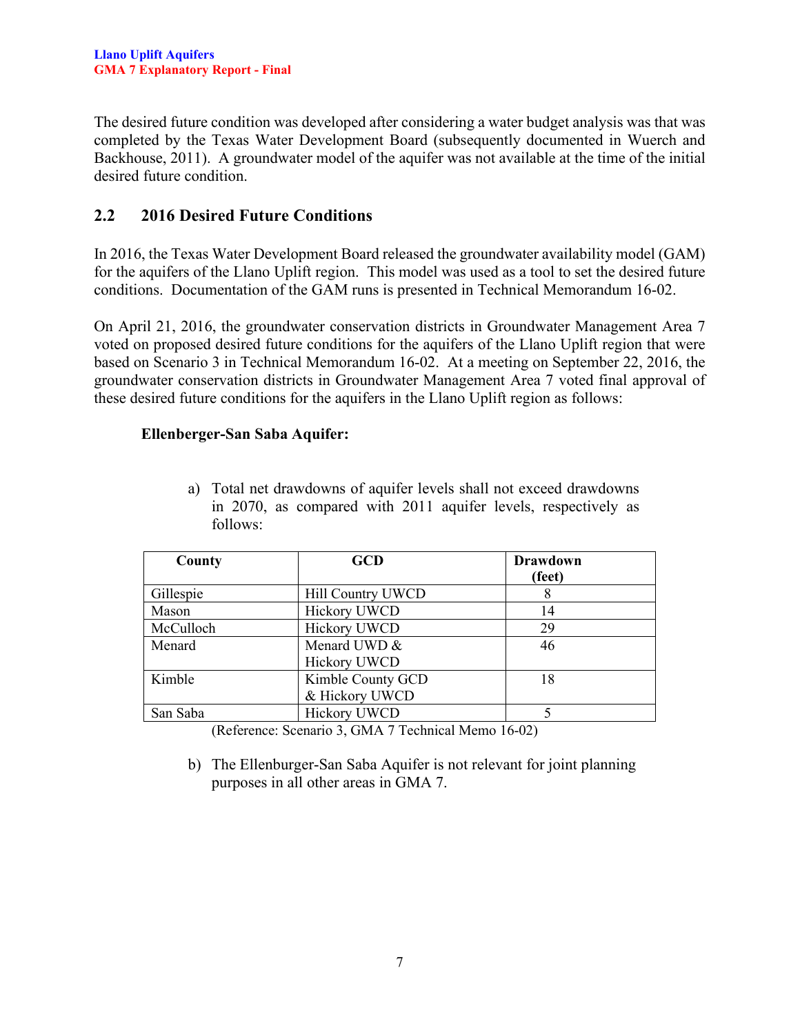The desired future condition was developed after considering a water budget analysis was that was completed by the Texas Water Development Board (subsequently documented in Wuerch and Backhouse, 2011). A groundwater model of the aquifer was not available at the time of the initial desired future condition.

## 2.2 2016 Desired Future Conditions

In 2016, the Texas Water Development Board released the groundwater availability model (GAM) for the aquifers of the Llano Uplift region. This model was used as a tool to set the desired future conditions. Documentation of the GAM runs is presented in Technical Memorandum 16-02.

On April 21, 2016, the groundwater conservation districts in Groundwater Management Area 7 voted on proposed desired future conditions for the aquifers of the Llano Uplift region that were based on Scenario 3 in Technical Memorandum 16-02. At a meeting on September 22, 2016, the groundwater conservation districts in Groundwater Management Area 7 voted final approval of these desired future conditions for the aquifers in the Llano Uplift region as follows:

**Ellenberger-San Saba Aquifer:**

a) Total net drawdowns of aquifer levels shall not exceed drawdowns in 2070, as compared with 2011 aquifer levels, respectively as follows:

| County | GCD | Drawdown (feet) |
|---|---|---|
| Gillespie | Hill Country UWCD | 8 |
| Mason | Hickory UWCD | 14 |
| McCulloch | Hickory UWCD | 29 |
| Menard | Menard UWD & Hickory UWCD | 46 |
| Kimble | Kimble County GCD & Hickory UWCD | 18 |
| San Saba | Hickory UWCD | 5 |

(Reference: Scenario 3, GMA 7 Technical Memo 16-02)

b) The Ellenburger-San Saba Aquifer is not relevant for joint planning purposes in all other areas in GMA 7.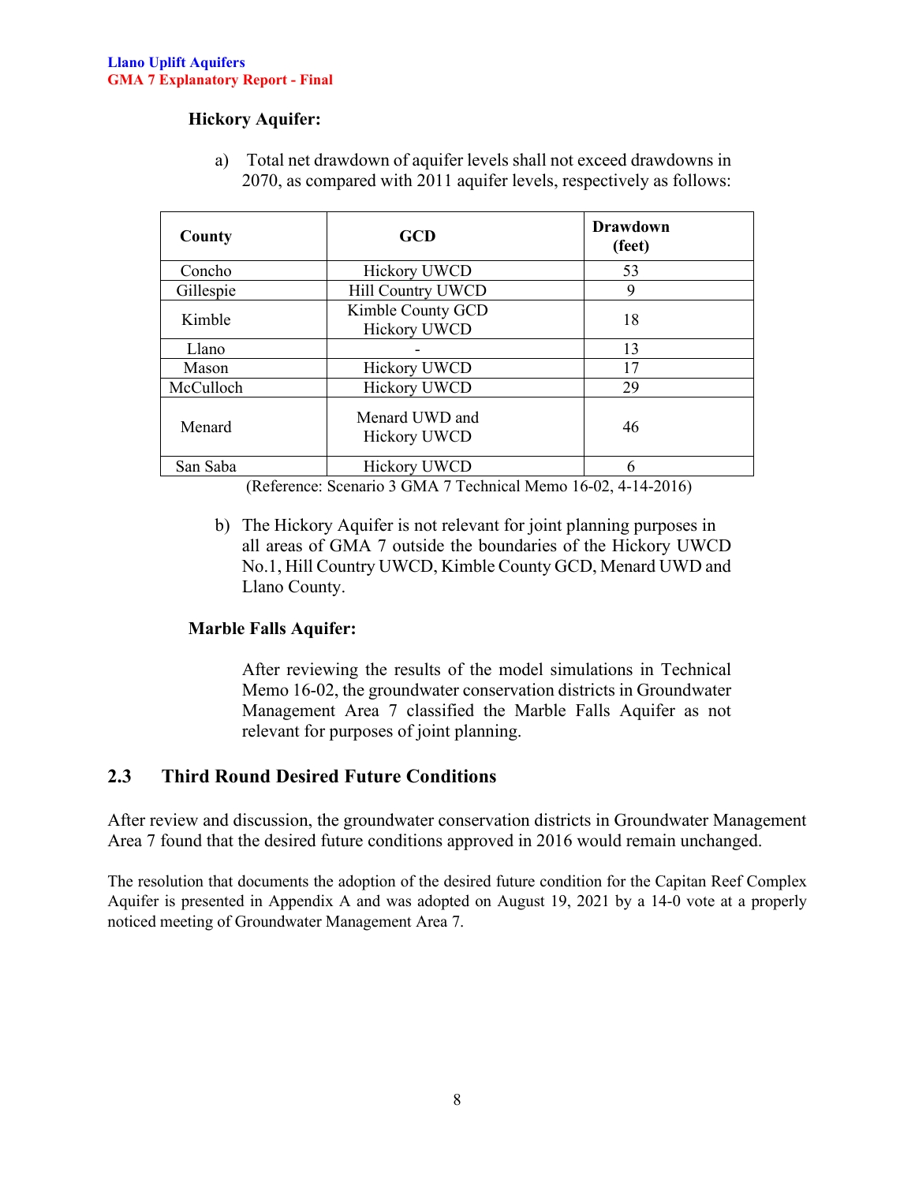**Hickory Aquifer:**

a) Total net drawdown of aquifer levels shall not exceed drawdowns in 2070, as compared with 2011 aquifer levels, respectively as follows:

| County | GCD | Drawdown (feet) |
|---|---|---|
| Concho | Hickory UWCD | 53 |
| Gillespie | Hill Country UWCD | 9 |
| Kimble | Kimble County GCD Hickory UWCD | 18 |
| Llano | - | 13 |
| Mason | Hickory UWCD | 17 |
| McCulloch | Hickory UWCD | 29 |
| Menard | Menard UWD and Hickory UWCD | 46 |
| San Saba | Hickory UWCD | 6 |

(Reference: Scenario 3 GMA 7 Technical Memo 16-02, 4-14-2016)

b) The Hickory Aquifer is not relevant for joint planning purposes in all areas of GMA 7 outside the boundaries of the Hickory UWCD No.1, Hill Country UWCD, Kimble County GCD, Menard UWD and Llano County.

**Marble Falls Aquifer:**

After reviewing the results of the model simulations in Technical Memo 16-02, the groundwater conservation districts in Groundwater Management Area 7 classified the Marble Falls Aquifer as not relevant for purposes of joint planning.

## 2.3 Third Round Desired Future Conditions

After review and discussion, the groundwater conservation districts in Groundwater Management Area 7 found that the desired future conditions approved in 2016 would remain unchanged.

The resolution that documents the adoption of the desired future condition for the Capitan Reef Complex Aquifer is presented in Appendix A and was adopted on August 19, 2021 by a 14-0 vote at a properly noticed meeting of Groundwater Management Area 7.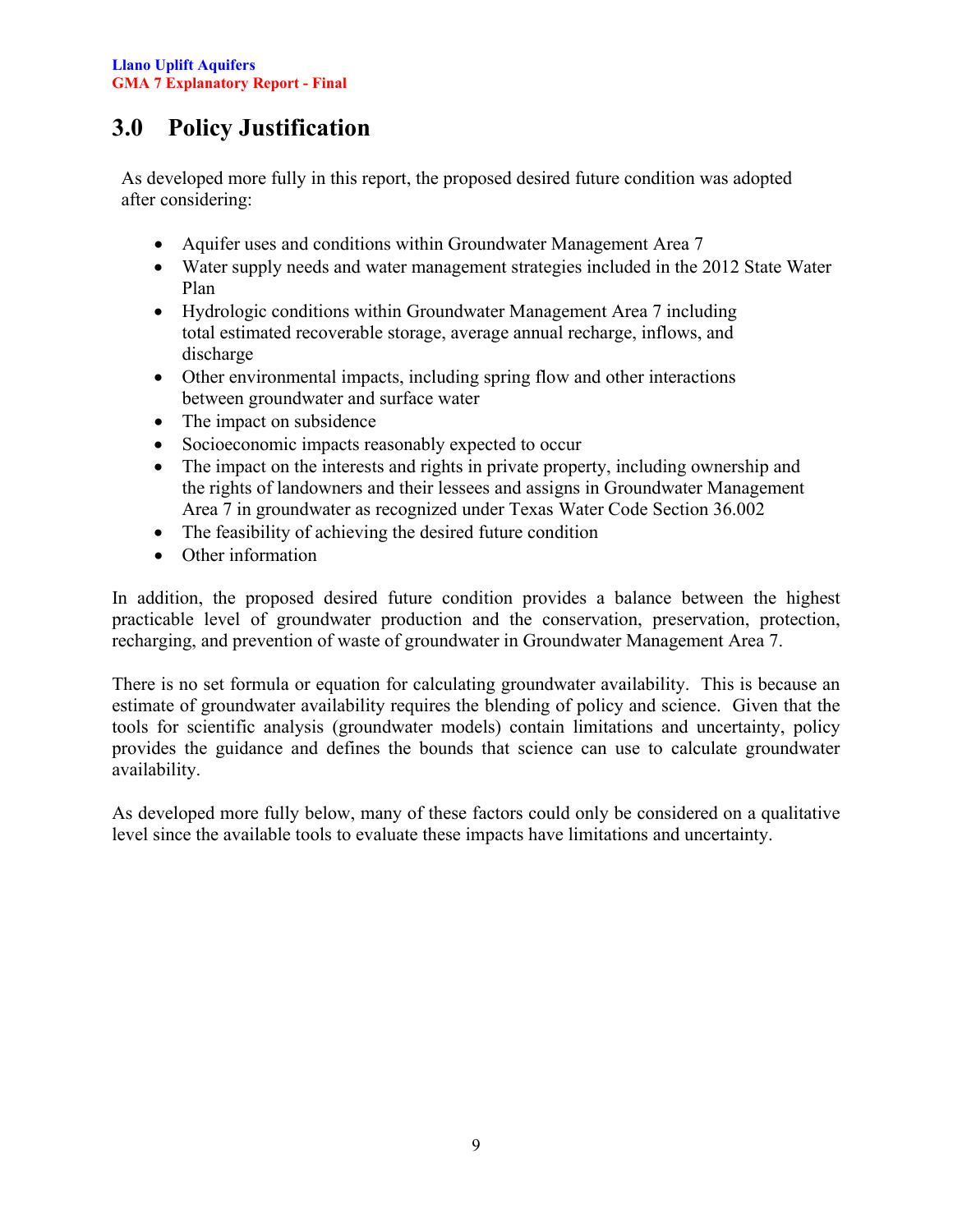## 3.0 Policy Justification

As developed more fully in this report, the proposed desired future condition was adopted after considering:

- Aquifer uses and conditions within Groundwater Management Area 7
- Water supply needs and water management strategies included in the 2012 State Water Plan
- Hydrologic conditions within Groundwater Management Area 7 including total estimated recoverable storage, average annual recharge, inflows, and discharge
- Other environmental impacts, including spring flow and other interactions between groundwater and surface water
- The impact on subsidence
- Socioeconomic impacts reasonably expected to occur
- The impact on the interests and rights in private property, including ownership and the rights of landowners and their lessees and assigns in Groundwater Management Area 7 in groundwater as recognized under Texas Water Code Section 36.002
- The feasibility of achieving the desired future condition
- Other information

In addition, the proposed desired future condition provides a balance between the highest practicable level of groundwater production and the conservation, preservation, protection, recharging, and prevention of waste of groundwater in Groundwater Management Area 7.

There is no set formula or equation for calculating groundwater availability. This is because an estimate of groundwater availability requires the blending of policy and science. Given that the tools for scientific analysis (groundwater models) contain limitations and uncertainty, policy provides the guidance and defines the bounds that science can use to calculate groundwater availability.

As developed more fully below, many of these factors could only be considered on a qualitative level since the available tools to evaluate these impacts have limitations and uncertainty.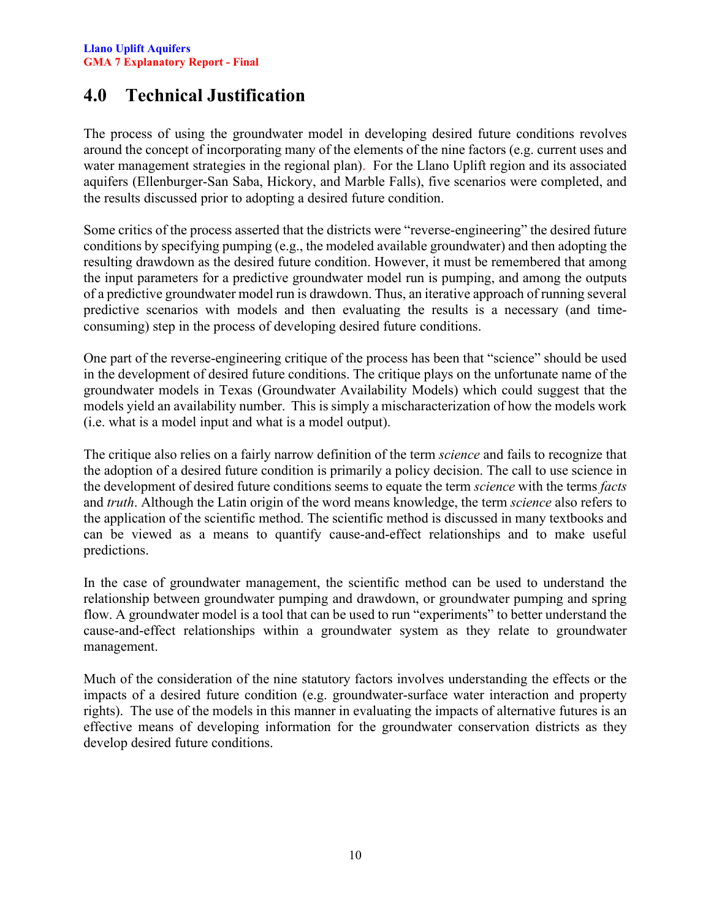# 4.0 Technical Justification

The process of using the groundwater model in developing desired future conditions revolves around the concept of incorporating many of the elements of the nine factors (e.g. current uses and water management strategies in the regional plan). For the Llano Uplift region and its associated aquifers (Ellenburger-San Saba, Hickory, and Marble Falls), five scenarios were completed, and the results discussed prior to adopting a desired future condition.

Some critics of the process asserted that the districts were "reverse-engineering" the desired future conditions by specifying pumping (e.g., the modeled available groundwater) and then adopting the resulting drawdown as the desired future condition. However, it must be remembered that among the input parameters for a predictive groundwater model run is pumping, and among the outputs of a predictive groundwater model run is drawdown. Thus, an iterative approach of running several predictive scenarios with models and then evaluating the results is a necessary (and time-consuming) step in the process of developing desired future conditions.

One part of the reverse-engineering critique of the process has been that "science" should be used in the development of desired future conditions. The critique plays on the unfortunate name of the groundwater models in Texas (Groundwater Availability Models) which could suggest that the models yield an availability number. This is simply a mischaracterization of how the models work (i.e. what is a model input and what is a model output).

The critique also relies on a fairly narrow definition of the term *science* and fails to recognize that the adoption of a desired future condition is primarily a policy decision. The call to use science in the development of desired future conditions seems to equate the term *science* with the terms *facts* and *truth*. Although the Latin origin of the word means knowledge, the term *science* also refers to the application of the scientific method. The scientific method is discussed in many textbooks and can be viewed as a means to quantify cause-and-effect relationships and to make useful predictions.

In the case of groundwater management, the scientific method can be used to understand the relationship between groundwater pumping and drawdown, or groundwater pumping and spring flow. A groundwater model is a tool that can be used to run "experiments" to better understand the cause-and-effect relationships within a groundwater system as they relate to groundwater management.

Much of the consideration of the nine statutory factors involves understanding the effects or the impacts of a desired future condition (e.g. groundwater-surface water interaction and property rights). The use of the models in this manner in evaluating the impacts of alternative futures is an effective means of developing information for the groundwater conservation districts as they develop desired future conditions.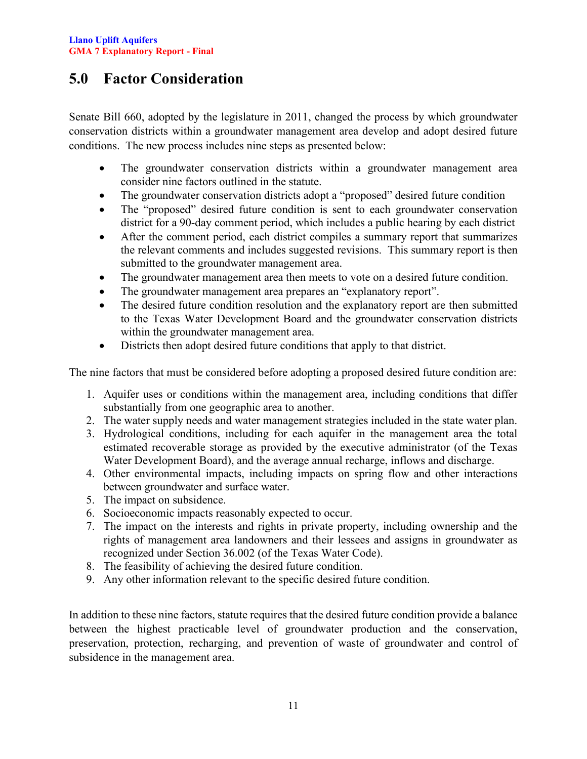# 5.0 Factor Consideration

Senate Bill 660, adopted by the legislature in 2011, changed the process by which groundwater conservation districts within a groundwater management area develop and adopt desired future conditions. The new process includes nine steps as presented below:

- The groundwater conservation districts within a groundwater management area consider nine factors outlined in the statute.
- The groundwater conservation districts adopt a "proposed" desired future condition
- The "proposed" desired future condition is sent to each groundwater conservation district for a 90-day comment period, which includes a public hearing by each district
- After the comment period, each district compiles a summary report that summarizes the relevant comments and includes suggested revisions. This summary report is then submitted to the groundwater management area.
- The groundwater management area then meets to vote on a desired future condition.
- The groundwater management area prepares an "explanatory report".
- The desired future condition resolution and the explanatory report are then submitted to the Texas Water Development Board and the groundwater conservation districts within the groundwater management area.
- Districts then adopt desired future conditions that apply to that district.

The nine factors that must be considered before adopting a proposed desired future condition are:

1. Aquifer uses or conditions within the management area, including conditions that differ substantially from one geographic area to another.
2. The water supply needs and water management strategies included in the state water plan.
3. Hydrological conditions, including for each aquifer in the management area the total estimated recoverable storage as provided by the executive administrator (of the Texas Water Development Board), and the average annual recharge, inflows and discharge.
4. Other environmental impacts, including impacts on spring flow and other interactions between groundwater and surface water.
5. The impact on subsidence.
6. Socioeconomic impacts reasonably expected to occur.
7. The impact on the interests and rights in private property, including ownership and the rights of management area landowners and their lessees and assigns in groundwater as recognized under Section 36.002 (of the Texas Water Code).
8. The feasibility of achieving the desired future condition.
9. Any other information relevant to the specific desired future condition.

In addition to these nine factors, statute requires that the desired future condition provide a balance between the highest practicable level of groundwater production and the conservation, preservation, protection, recharging, and prevention of waste of groundwater and control of subsidence in the management area.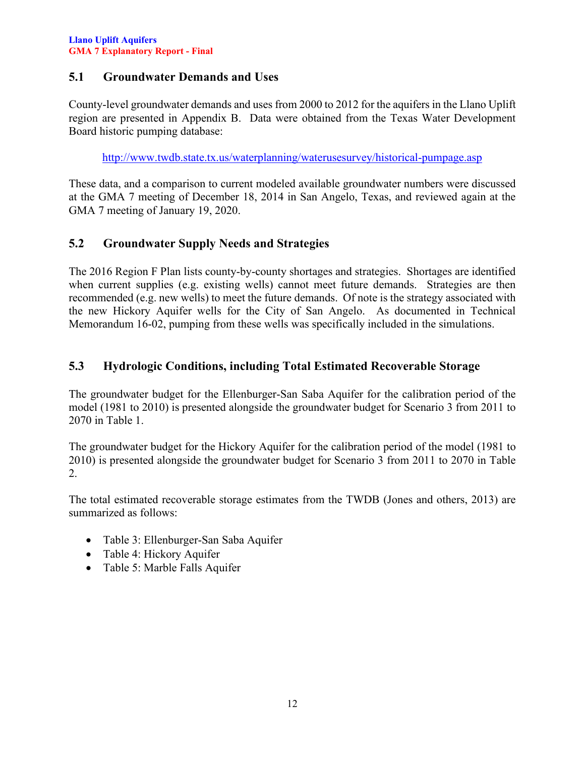## 5.1 Groundwater Demands and Uses

County-level groundwater demands and uses from 2000 to 2012 for the aquifers in the Llano Uplift region are presented in Appendix B. Data were obtained from the Texas Water Development Board historic pumping database:

http://www.twdb.state.tx.us/waterplanning/waterusesurvey/historical-pumpage.asp

These data, and a comparison to current modeled available groundwater numbers were discussed at the GMA 7 meeting of December 18, 2014 in San Angelo, Texas, and reviewed again at the GMA 7 meeting of January 19, 2020.

## 5.2 Groundwater Supply Needs and Strategies

The 2016 Region F Plan lists county-by-county shortages and strategies. Shortages are identified when current supplies (e.g. existing wells) cannot meet future demands. Strategies are then recommended (e.g. new wells) to meet the future demands. Of note is the strategy associated with the new Hickory Aquifer wells for the City of San Angelo. As documented in Technical Memorandum 16-02, pumping from these wells was specifically included in the simulations.

## 5.3 Hydrologic Conditions, including Total Estimated Recoverable Storage

The groundwater budget for the Ellenburger-San Saba Aquifer for the calibration period of the model (1981 to 2010) is presented alongside the groundwater budget for Scenario 3 from 2011 to 2070 in Table 1.

The groundwater budget for the Hickory Aquifer for the calibration period of the model (1981 to 2010) is presented alongside the groundwater budget for Scenario 3 from 2011 to 2070 in Table 2.

The total estimated recoverable storage estimates from the TWDB (Jones and others, 2013) are summarized as follows:

- Table 3: Ellenburger-San Saba Aquifer
- Table 4: Hickory Aquifer
- Table 5: Marble Falls Aquifer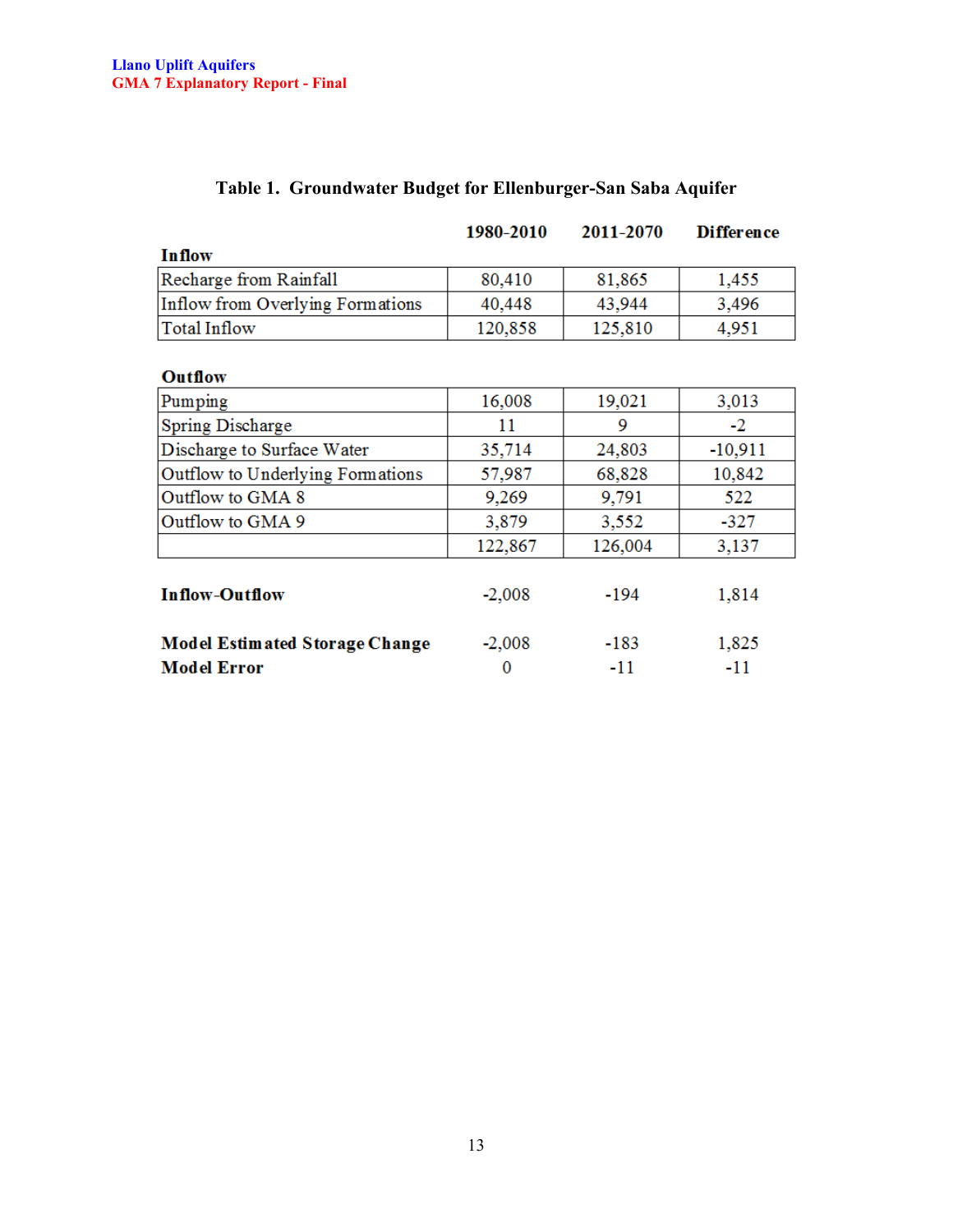**Table 1. Groundwater Budget for Ellenburger-San Saba Aquifer**

| | 1980-2010 | 2011-2070 | Difference |
|---|---|---|---|
| **Inflow** | | | |
| Recharge from Rainfall | 80,410 | 81,865 | 1,455 |
| Inflow from Overlying Formations | 40,448 | 43,944 | 3,496 |
| Total Inflow | 120,858 | 125,810 | 4,951 |
| **Outflow** | | | |
| Pumping | 16,008 | 19,021 | 3,013 |
| Spring Discharge | 11 | 9 | -2 |
| Discharge to Surface Water | 35,714 | 24,803 | -10,911 |
| Outflow to Underlying Formations | 57,987 | 68,828 | 10,842 |
| Outflow to GMA 8 | 9,269 | 9,791 | 522 |
| Outflow to GMA 9 | 3,879 | 3,552 | -327 |
| | 122,867 | 126,004 | 3,137 |
| **Inflow-Outflow** | -2,008 | -194 | 1,814 |
| **Model Estimated Storage Change** | -2,008 | -183 | 1,825 |
| **Model Error** | 0 | -11 | -11 |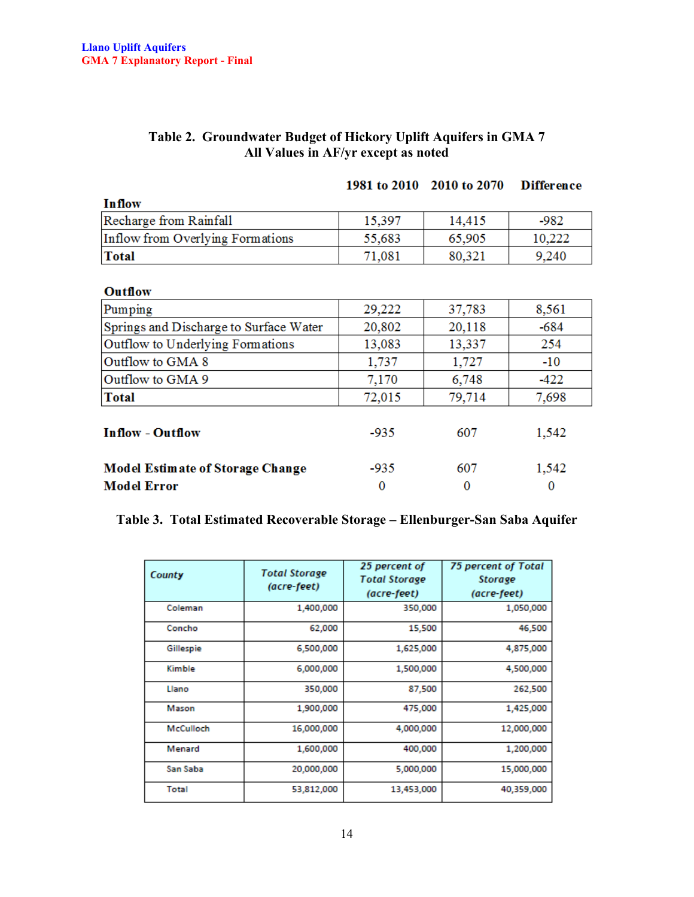**Table 2. Groundwater Budget of Hickory Uplift Aquifers in GMA 7**
**All Values in AF/yr except as noted**

| | 1981 to 2010 | 2010 to 2070 | Difference |
|---|---|---|---|
| **Inflow** | | | |
| Recharge from Rainfall | 15,397 | 14,415 | -982 |
| Inflow from Overlying Formations | 55,683 | 65,905 | 10,222 |
| **Total** | 71,081 | 80,321 | 9,240 |
| **Outflow** | | | |
| Pumping | 29,222 | 37,783 | 8,561 |
| Springs and Discharge to Surface Water | 20,802 | 20,118 | -684 |
| Outflow to Underlying Formations | 13,083 | 13,337 | 254 |
| Outflow to GMA 8 | 1,737 | 1,727 | -10 |
| Outflow to GMA 9 | 7,170 | 6,748 | -422 |
| **Total** | 72,015 | 79,714 | 7,698 |
| **Inflow - Outflow** | -935 | 607 | 1,542 |
| **Model Estimate of Storage Change** | -935 | 607 | 1,542 |
| **Model Error** | 0 | 0 | 0 |

**Table 3. Total Estimated Recoverable Storage – Ellenburger-San Saba Aquifer**

| *County* | *Total Storage (acre-feet)* | *25 percent of Total Storage (acre-feet)* | *75 percent of Total Storage (acre-feet)* |
|---|---|---|---|
| Coleman | 1,400,000 | 350,000 | 1,050,000 |
| Concho | 62,000 | 15,500 | 46,500 |
| Gillespie | 6,500,000 | 1,625,000 | 4,875,000 |
| Kimble | 6,000,000 | 1,500,000 | 4,500,000 |
| Llano | 350,000 | 87,500 | 262,500 |
| Mason | 1,900,000 | 475,000 | 1,425,000 |
| McCulloch | 16,000,000 | 4,000,000 | 12,000,000 |
| Menard | 1,600,000 | 400,000 | 1,200,000 |
| San Saba | 20,000,000 | 5,000,000 | 15,000,000 |
| Total | 53,812,000 | 13,453,000 | 40,359,000 |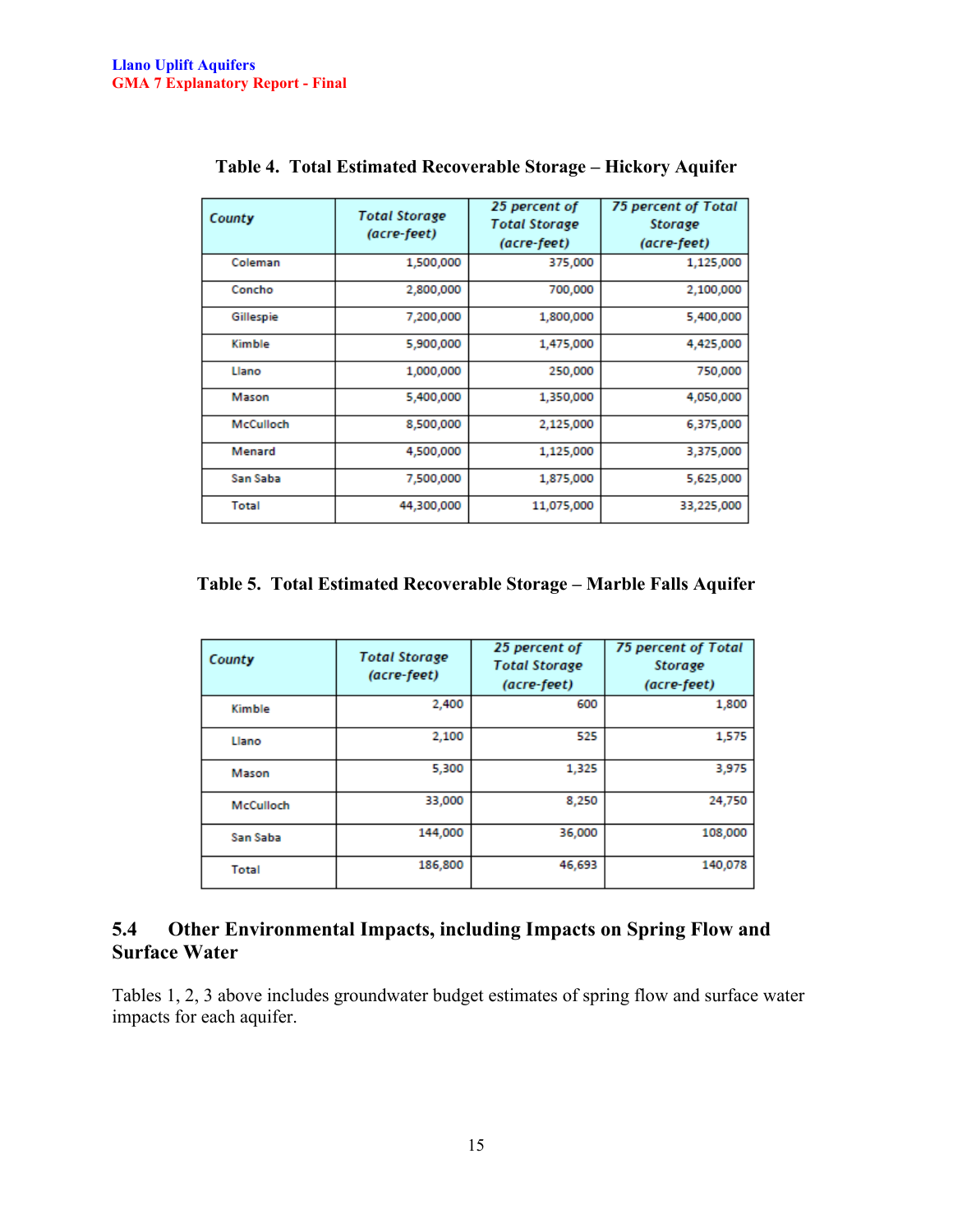**Table 4. Total Estimated Recoverable Storage – Hickory Aquifer**

| *County* | *Total Storage (acre-feet)* | *25 percent of Total Storage (acre-feet)* | *75 percent of Total Storage (acre-feet)* |
|---|---|---|---|
| Coleman | 1,500,000 | 375,000 | 1,125,000 |
| Concho | 2,800,000 | 700,000 | 2,100,000 |
| Gillespie | 7,200,000 | 1,800,000 | 5,400,000 |
| Kimble | 5,900,000 | 1,475,000 | 4,425,000 |
| Llano | 1,000,000 | 250,000 | 750,000 |
| Mason | 5,400,000 | 1,350,000 | 4,050,000 |
| McCulloch | 8,500,000 | 2,125,000 | 6,375,000 |
| Menard | 4,500,000 | 1,125,000 | 3,375,000 |
| San Saba | 7,500,000 | 1,875,000 | 5,625,000 |
| Total | 44,300,000 | 11,075,000 | 33,225,000 |

**Table 5. Total Estimated Recoverable Storage – Marble Falls Aquifer**

| *County* | *Total Storage (acre-feet)* | *25 percent of Total Storage (acre-feet)* | *75 percent of Total Storage (acre-feet)* |
|---|---|---|---|
| Kimble | 2,400 | 600 | 1,800 |
| Llano | 2,100 | 525 | 1,575 |
| Mason | 5,300 | 1,325 | 3,975 |
| McCulloch | 33,000 | 8,250 | 24,750 |
| San Saba | 144,000 | 36,000 | 108,000 |
| Total | 186,800 | 46,693 | 140,078 |

## 5.4 Other Environmental Impacts, including Impacts on Spring Flow and Surface Water

Tables 1, 2, 3 above includes groundwater budget estimates of spring flow and surface water impacts for each aquifer.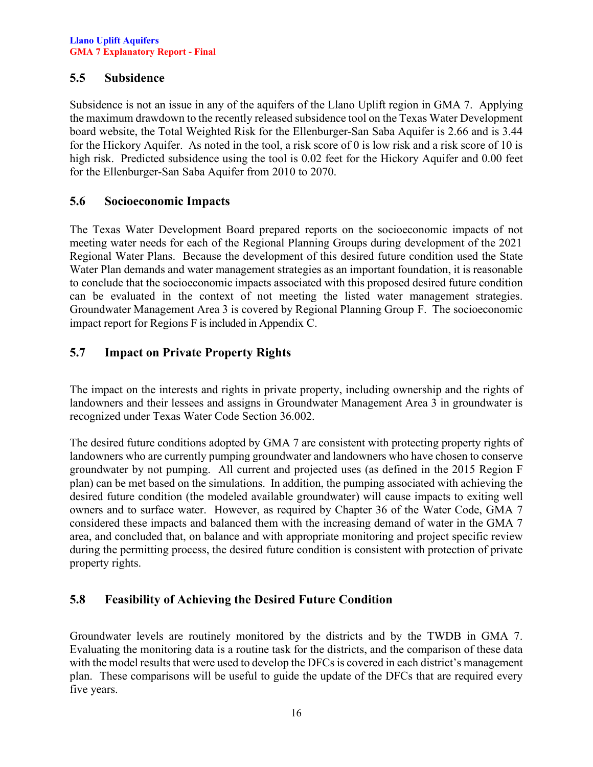## 5.5 Subsidence

Subsidence is not an issue in any of the aquifers of the Llano Uplift region in GMA 7. Applying the maximum drawdown to the recently released subsidence tool on the Texas Water Development board website, the Total Weighted Risk for the Ellenburger-San Saba Aquifer is 2.66 and is 3.44 for the Hickory Aquifer. As noted in the tool, a risk score of 0 is low risk and a risk score of 10 is high risk. Predicted subsidence using the tool is 0.02 feet for the Hickory Aquifer and 0.00 feet for the Ellenburger-San Saba Aquifer from 2010 to 2070.

## 5.6 Socioeconomic Impacts

The Texas Water Development Board prepared reports on the socioeconomic impacts of not meeting water needs for each of the Regional Planning Groups during development of the 2021 Regional Water Plans. Because the development of this desired future condition used the State Water Plan demands and water management strategies as an important foundation, it is reasonable to conclude that the socioeconomic impacts associated with this proposed desired future condition can be evaluated in the context of not meeting the listed water management strategies. Groundwater Management Area 3 is covered by Regional Planning Group F. The socioeconomic impact report for Regions F is included in Appendix C.

## 5.7 Impact on Private Property Rights

The impact on the interests and rights in private property, including ownership and the rights of landowners and their lessees and assigns in Groundwater Management Area 3 in groundwater is recognized under Texas Water Code Section 36.002.

The desired future conditions adopted by GMA 7 are consistent with protecting property rights of landowners who are currently pumping groundwater and landowners who have chosen to conserve groundwater by not pumping. All current and projected uses (as defined in the 2015 Region F plan) can be met based on the simulations. In addition, the pumping associated with achieving the desired future condition (the modeled available groundwater) will cause impacts to exiting well owners and to surface water. However, as required by Chapter 36 of the Water Code, GMA 7 considered these impacts and balanced them with the increasing demand of water in the GMA 7 area, and concluded that, on balance and with appropriate monitoring and project specific review during the permitting process, the desired future condition is consistent with protection of private property rights.

## 5.8 Feasibility of Achieving the Desired Future Condition

Groundwater levels are routinely monitored by the districts and by the TWDB in GMA 7. Evaluating the monitoring data is a routine task for the districts, and the comparison of these data with the model results that were used to develop the DFCs is covered in each district's management plan. These comparisons will be useful to guide the update of the DFCs that are required every five years.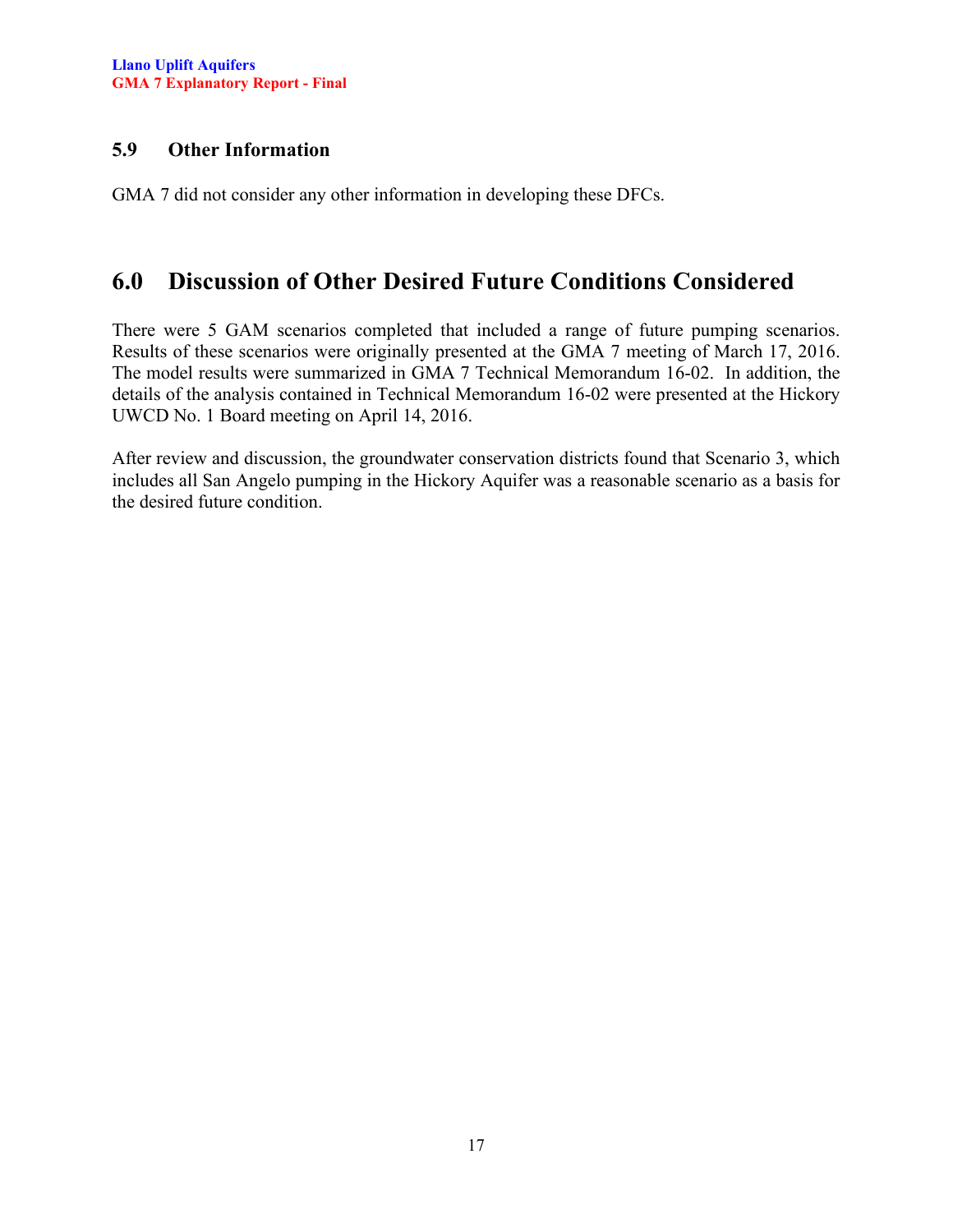### 5.9 Other Information

GMA 7 did not consider any other information in developing these DFCs.

## 6.0 Discussion of Other Desired Future Conditions Considered

There were 5 GAM scenarios completed that included a range of future pumping scenarios. Results of these scenarios were originally presented at the GMA 7 meeting of March 17, 2016. The model results were summarized in GMA 7 Technical Memorandum 16-02. In addition, the details of the analysis contained in Technical Memorandum 16-02 were presented at the Hickory UWCD No. 1 Board meeting on April 14, 2016.

After review and discussion, the groundwater conservation districts found that Scenario 3, which includes all San Angelo pumping in the Hickory Aquifer was a reasonable scenario as a basis for the desired future condition.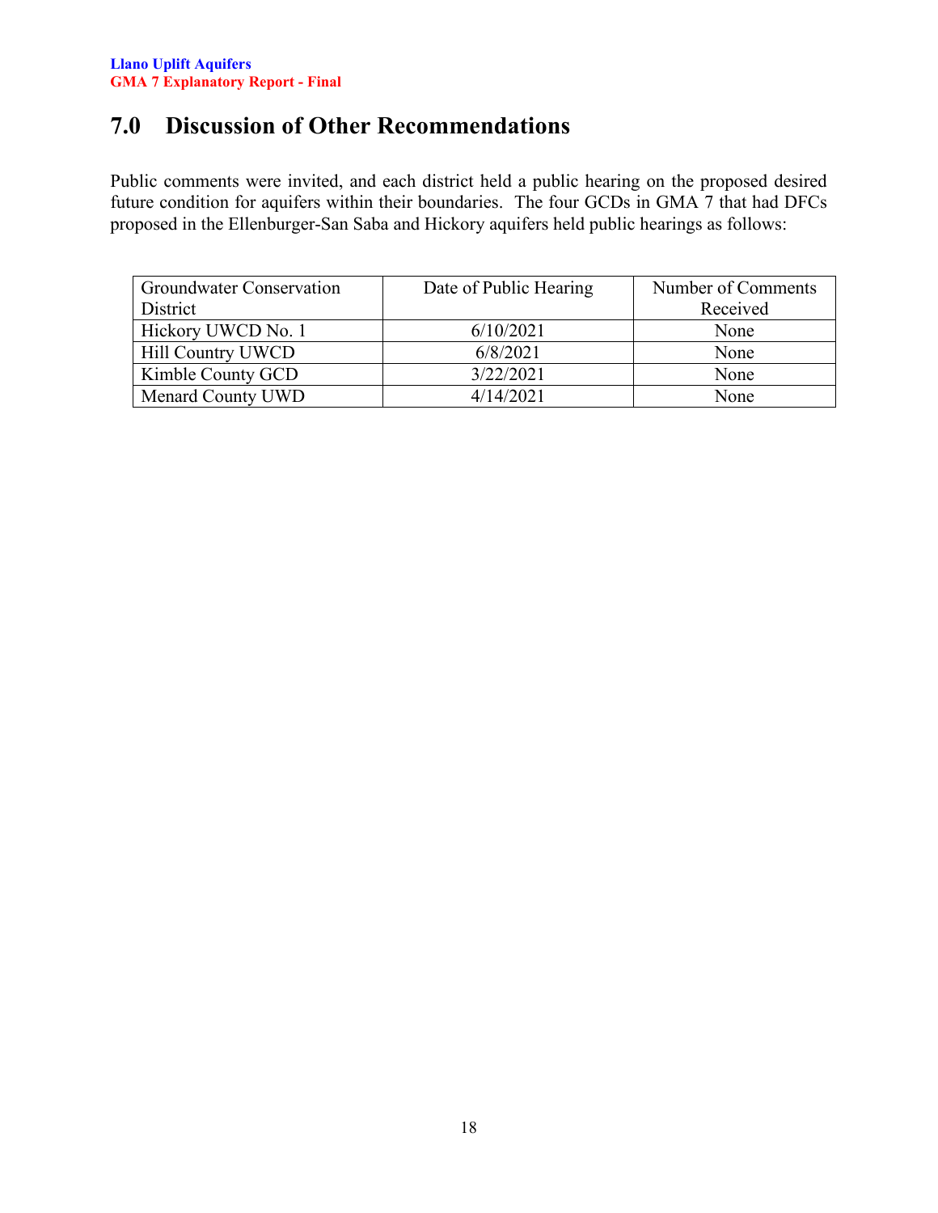# 7.0 Discussion of Other Recommendations

Public comments were invited, and each district held a public hearing on the proposed desired future condition for aquifers within their boundaries. The four GCDs in GMA 7 that had DFCs proposed in the Ellenburger-San Saba and Hickory aquifers held public hearings as follows:

| Groundwater Conservation District | Date of Public Hearing | Number of Comments Received |
|---|---|---|
| Hickory UWCD No. 1 | 6/10/2021 | None |
| Hill Country UWCD | 6/8/2021 | None |
| Kimble County GCD | 3/22/2021 | None |
| Menard County UWD | 4/14/2021 | None |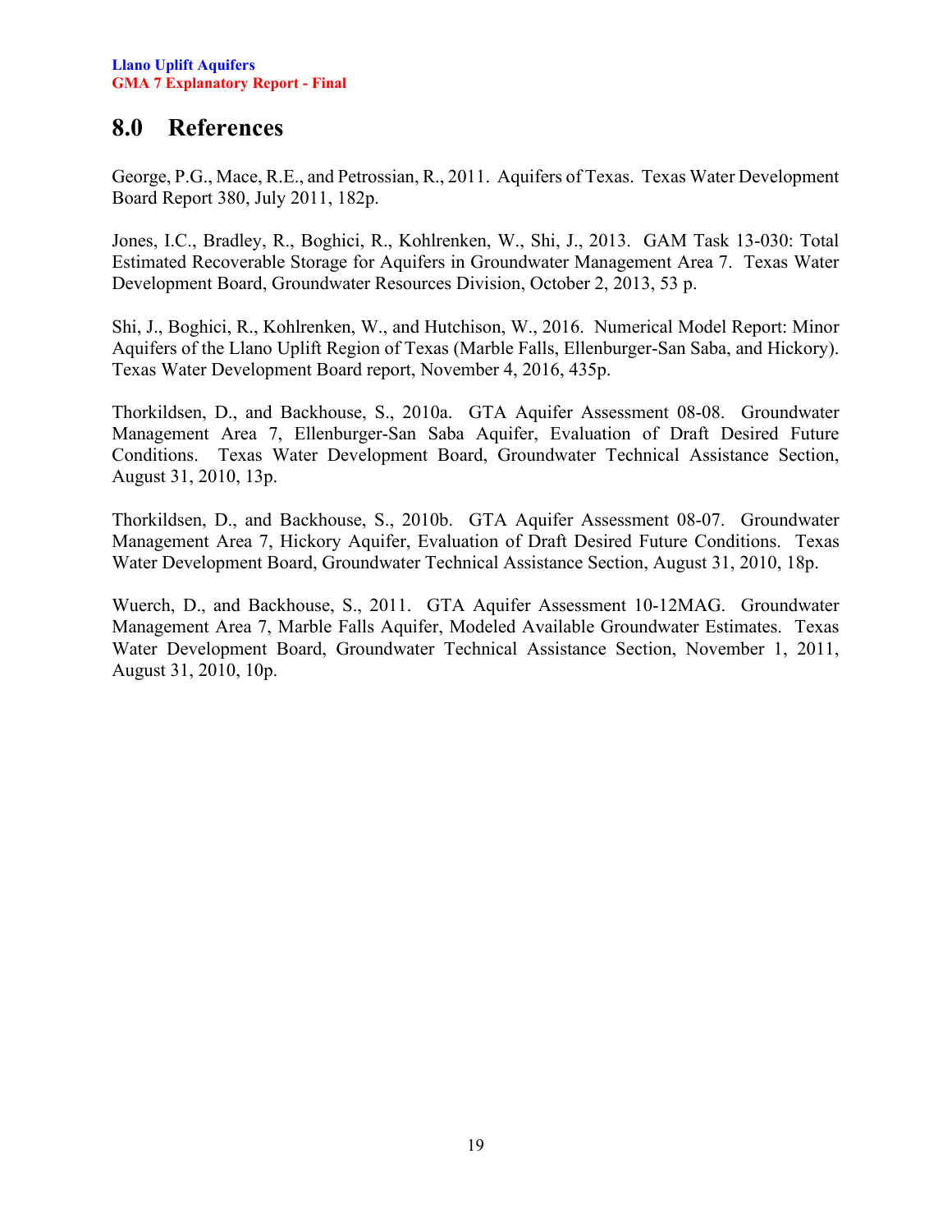# 8.0 References

George, P.G., Mace, R.E., and Petrossian, R., 2011. Aquifers of Texas. Texas Water Development Board Report 380, July 2011, 182p.

Jones, I.C., Bradley, R., Boghici, R., Kohlrenken, W., Shi, J., 2013. GAM Task 13-030: Total Estimated Recoverable Storage for Aquifers in Groundwater Management Area 7. Texas Water Development Board, Groundwater Resources Division, October 2, 2013, 53 p.

Shi, J., Boghici, R., Kohlrenken, W., and Hutchison, W., 2016. Numerical Model Report: Minor Aquifers of the Llano Uplift Region of Texas (Marble Falls, Ellenburger-San Saba, and Hickory). Texas Water Development Board report, November 4, 2016, 435p.

Thorkildsen, D., and Backhouse, S., 2010a. GTA Aquifer Assessment 08-08. Groundwater Management Area 7, Ellenburger-San Saba Aquifer, Evaluation of Draft Desired Future Conditions. Texas Water Development Board, Groundwater Technical Assistance Section, August 31, 2010, 13p.

Thorkildsen, D., and Backhouse, S., 2010b. GTA Aquifer Assessment 08-07. Groundwater Management Area 7, Hickory Aquifer, Evaluation of Draft Desired Future Conditions. Texas Water Development Board, Groundwater Technical Assistance Section, August 31, 2010, 18p.

Wuerch, D., and Backhouse, S., 2011. GTA Aquifer Assessment 10-12MAG. Groundwater Management Area 7, Marble Falls Aquifer, Modeled Available Groundwater Estimates. Texas Water Development Board, Groundwater Technical Assistance Section, November 1, 2011, August 31, 2010, 10p.